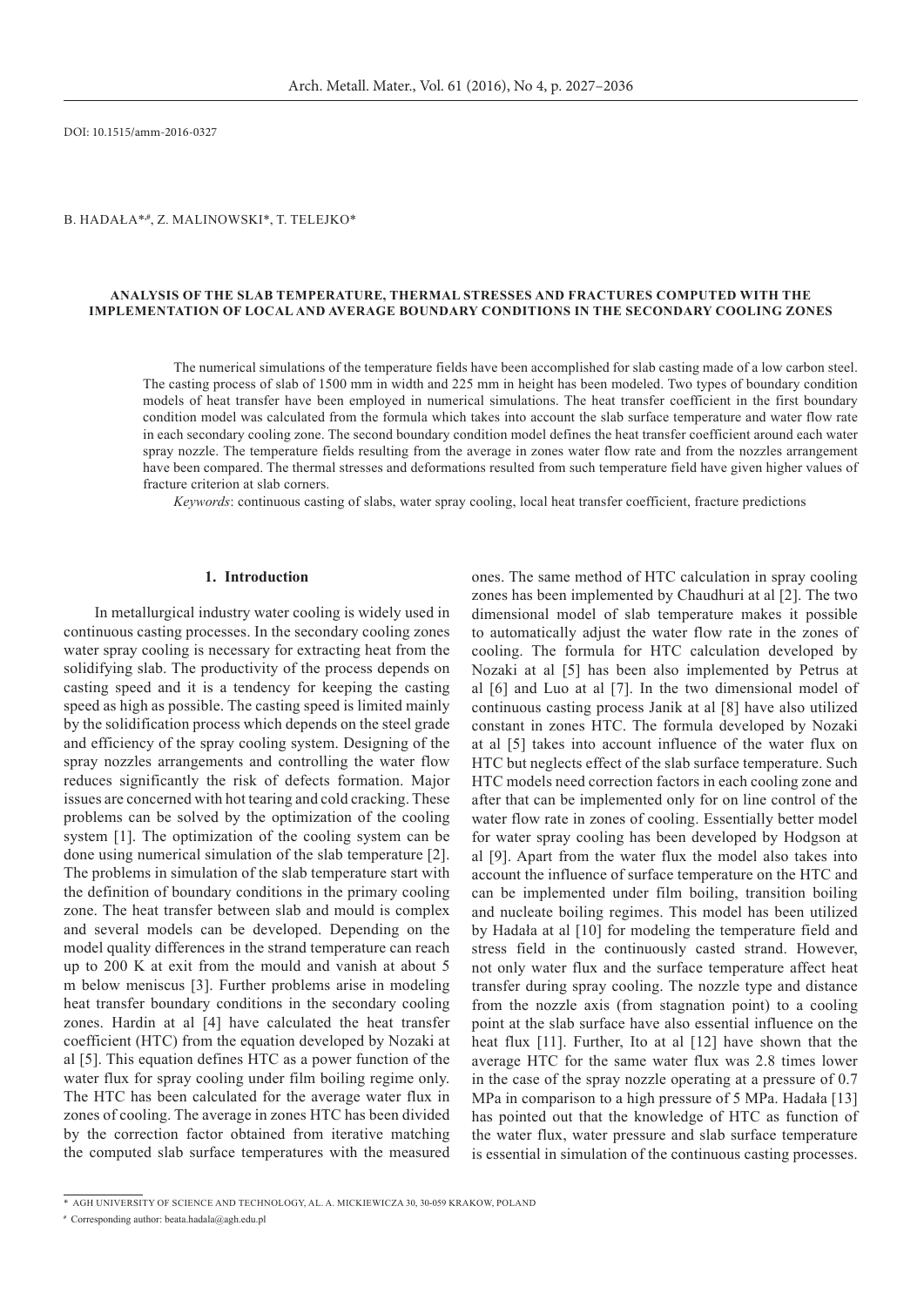DOI: 10.1515/amm-2016-0327

B. HADAŁA*,#, Z. MALINOWSKI*, T. TELEJKO*

# ANALYSIS OF THE SLAB TEMPERATURE, THERMAL STRESSES AND FRACTURES COMPUTED WITH THE IMPLEMENTATION OF LOCAL AND AVERAGE BOUNDARY CONDITIONS IN THE SECONDARY COOLING ZONES

The numerical simulations of the temperature fields have been accomplished for slab casting made of a low carbon steel. The casting process of slab of 1500 mm in width and 225 mm in height has been modeled. Two types of boundary condition models of heat transfer have been employed in numerical simulations. The heat transfer coefficient in the first boundary condition model was calculated from the formula which takes into account the slab surface temperature and water flow rate in each secondary cooling zone. The second boundary condition model defines the heat transfer coefficient around each water spray nozzle. The temperature fields resulting from the average in zones water flow rate and from the nozzles arrangement have been compared. The thermal stresses and deformations resulted from such temperature field have given higher values of fracture criterion at slab corners.

*Keywords*: continuous casting of slabs, water spray cooling, local heat transfer coefficient, fracture predictions

## 1. Introduction

In metallurgical industry water cooling is widely used in continuous casting processes. In the secondary cooling zones water spray cooling is necessary for extracting heat from the solidifying slab. The productivity of the process depends on casting speed and it is a tendency for keeping the casting speed as high as possible. The casting speed is limited mainly by the solidification process which depends on the steel grade and efficiency of the spray cooling system. Designing of the spray nozzles arrangements and controlling the water flow reduces significantly the risk of defects formation. Major issues are concerned with hot tearing and cold cracking. These problems can be solved by the optimization of the cooling system [1]. The optimization of the cooling system can be done using numerical simulation of the slab temperature [2]. The problems in simulation of the slab temperature start with the definition of boundary conditions in the primary cooling zone. The heat transfer between slab and mould is complex and several models can be developed. Depending on the model quality differences in the strand temperature can reach up to 200 K at exit from the mould and vanish at about 5 m below meniscus [3]. Further problems arise in modeling heat transfer boundary conditions in the secondary cooling zones. Hardin at al [4] have calculated the heat transfer coefficient (HTC) from the equation developed by Nozaki at al [5]. This equation defines HTC as a power function of the water flux for spray cooling under film boiling regime only. The HTC has been calculated for the average water flux in zones of cooling. The average in zones HTC has been divided by the correction factor obtained from iterative matching the computed slab surface temperatures with the measured ones. The same method of HTC calculation in spray cooling zones has been implemented by Chaudhuri at al [2]. The two dimensional model of slab temperature makes it possible to automatically adjust the water flow rate in the zones of cooling. The formula for HTC calculation developed by Nozaki at al [5] has been also implemented by Petrus at al [6] and Luo at al [7]. In the two dimensional model of continuous casting process Janik at al [8] have also utilized constant in zones HTC. The formula developed by Nozaki at al [5] takes into account influence of the water flux on HTC but neglects effect of the slab surface temperature. Such HTC models need correction factors in each cooling zone and after that can be implemented only for on line control of the water flow rate in zones of cooling. Essentially better model for water spray cooling has been developed by Hodgson at al [9]. Apart from the water flux the model also takes into account the influence of surface temperature on the HTC and can be implemented under film boiling, transition boiling and nucleate boiling regimes. This model has been utilized by Hadała at al [10] for modeling the temperature field and stress field in the continuously casted strand. However, not only water flux and the surface temperature affect heat transfer during spray cooling. The nozzle type and distance from the nozzle axis (from stagnation point) to a cooling point at the slab surface have also essential influence on the heat flux [11]. Further, Ito at al [12] have shown that the average HTC for the same water flux was 2.8 times lower in the case of the spray nozzle operating at a pressure of 0.7 MPa in comparison to a high pressure of 5 MPa. Hadała [13] has pointed out that the knowledge of HTC as function of the water flux, water pressure and slab surface temperature is essential in simulation of the continuous casting processes.

---

\* AGH UNIVERSITY OF SCIENCE AND TECHNOLOGY, AL. A. MICKIEWICZA 30, 30-059 KRAKOW, POLAND

\# Corresponding author: beata.hadala@agh.edu.pl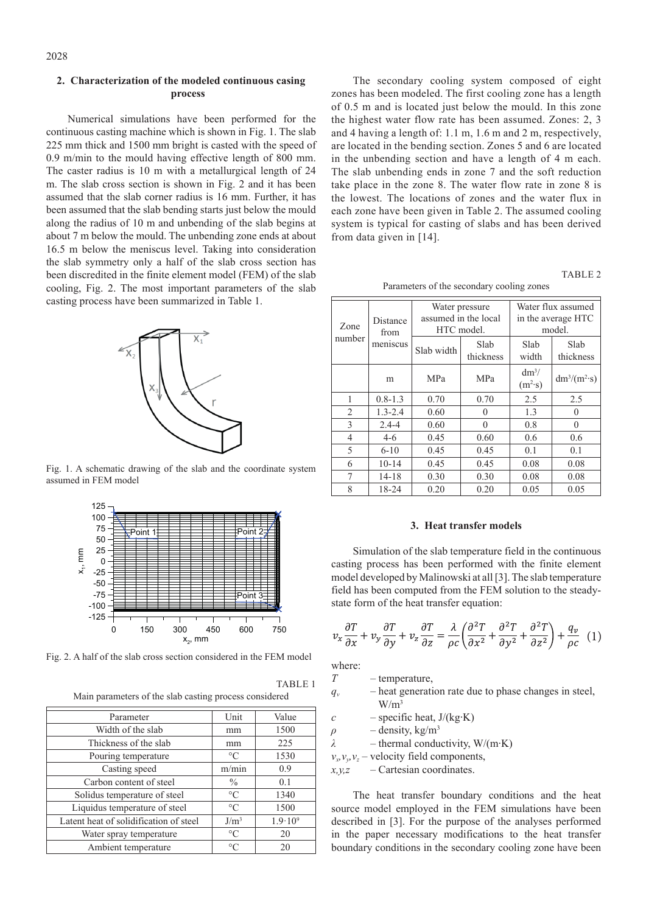## 2. Characterization of the modeled continuous casing process

Numerical simulations have been performed for the continuous casting machine which is shown in Fig. 1. The slab 225 mm thick and 1500 mm bright is casted with the speed of 0.9 m/min to the mould having effective length of 800 mm. The caster radius is 10 m with a metallurgical length of 24 m. The slab cross section is shown in Fig. 2 and it has been assumed that the slab corner radius is 16 mm. Further, it has been assumed that the slab bending starts just below the mould along the radius of 10 m and unbending of the slab begins at about 7 m below the mould. The unbending zone ends at about 16.5 m below the meniscus level. Taking into consideration the slab symmetry only a half of the slab cross section has been discredited in the finite element model (FEM) of the slab cooling, Fig. 2. The most important parameters of the slab casting process have been summarized in Table 1.

Fig. 1. A schematic drawing of the slab and the coordinate system assumed in FEM model

Fig. 2. A half of the slab cross section considered in the FEM model

TABLE 1

Main parameters of the slab casting process considered

| Parameter | Unit | Value |
|---|---|---|
| Width of the slab | mm | 1500 |
| Thickness of the slab | mm | 225 |
| Pouring temperature | °C | 1530 |
| Casting speed | m/min | 0.9 |
| Carbon content of steel | % | 0.1 |
| Solidus temperature of steel | °C | 1340 |
| Liquidus temperature of steel | °C | 1500 |
| Latent heat of solidification of steel | J/m$^3$ | $1.9 \cdot 10^9$ |
| Water spray temperature | °C | 20 |
| Ambient temperature | °C | 20 |

The secondary cooling system composed of eight zones has been modeled. The first cooling zone has a length of 0.5 m and is located just below the mould. In this zone the highest water flow rate has been assumed. Zones: 2, 3 and 4 having a length of: 1.1 m, 1.6 m and 2 m, respectively, are located in the bending section. Zones 5 and 6 are located in the unbending section and have a length of 4 m each. The slab unbending ends in zone 7 and the soft reduction take place in the zone 8. The water flow rate in zone 8 is the lowest. The locations of zones and the water flux in each zone have been given in Table 2. The assumed cooling system is typical for casting of slabs and has been derived from data given in [14].

TABLE 2

Parameters of the secondary cooling zones

| Zone number | Distance from meniscus | Water pressure assumed in the local HTC model. | | Water flux assumed in the average HTC model. | |
|---|---|---|---|---|---|
| | | Slab width | Slab thickness | Slab width | Slab thickness |
| | m | MPa | MPa | dm$^3$/(m$^2$·s) | dm$^3$/(m$^2$·s) |
| 1 | 0.8-1.3 | 0.70 | 0.70 | 2.5 | 2.5 |
| 2 | 1.3-2.4 | 0.60 | 0 | 1.3 | 0 |
| 3 | 2.4-4 | 0.60 | 0 | 0.8 | 0 |
| 4 | 4-6 | 0.45 | 0.60 | 0.6 | 0.6 |
| 5 | 6-10 | 0.45 | 0.45 | 0.1 | 0.1 |
| 6 | 10-14 | 0.45 | 0.45 | 0.08 | 0.08 |
| 7 | 14-18 | 0.30 | 0.30 | 0.08 | 0.08 |
| 8 | 18-24 | 0.20 | 0.20 | 0.05 | 0.05 |

## 3. Heat transfer models

Simulation of the slab temperature field in the continuous casting process has been performed with the finite element model developed by Malinowski at all [3]. The slab temperature field has been computed from the FEM solution to the steady-state form of the heat transfer equation:

$$v_x \frac{\partial T}{\partial x} + v_y \frac{\partial T}{\partial y} + v_z \frac{\partial T}{\partial z} = \frac{\lambda}{\rho c}\left(\frac{\partial^2 T}{\partial x^2} + \frac{\partial^2 T}{\partial y^2} + \frac{\partial^2 T}{\partial z^2}\right) + \frac{q_v}{\rho c} \quad (1)$$

where:

- $T$ – temperature,
- $q_v$ – heat generation rate due to phase changes in steel, W/m$^3$
- $c$ – specific heat, J/(kg·K)
- $\rho$ – density, kg/m$^3$
- $\lambda$ – thermal conductivity, W/(m·K)
- $v_x, v_y, v_z$ – velocity field components,
- $x,y,z$ – Cartesian coordinates.

The heat transfer boundary conditions and the heat source model employed in the FEM simulations have been described in [3]. For the purpose of the analyses performed in the paper necessary modifications to the heat transfer boundary conditions in the secondary cooling zone have been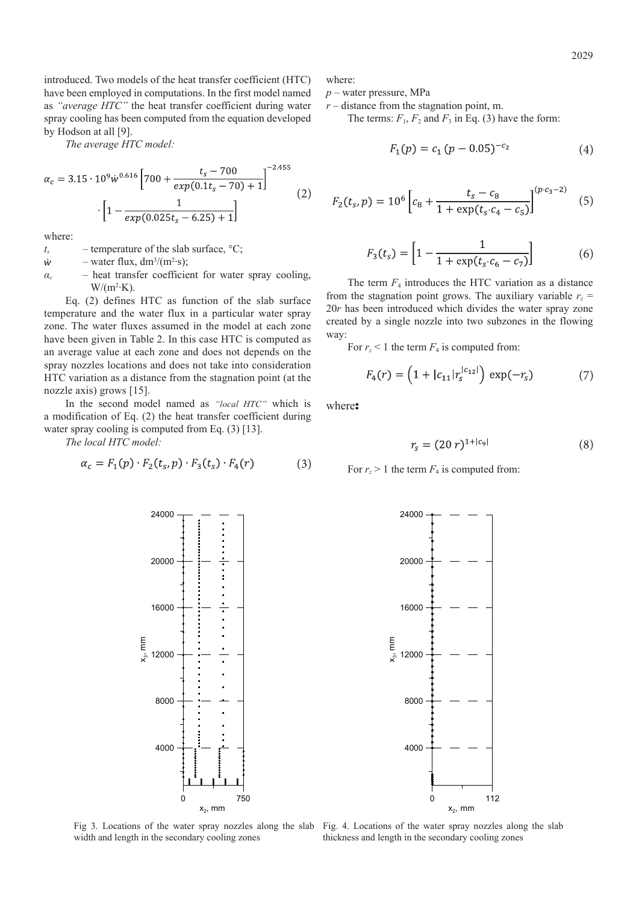introduced. Two models of the heat transfer coefficient (HTC) have been employed in computations. In the first model named as *"average HTC"* the heat transfer coefficient during water spray cooling has been computed from the equation developed by Hodson at all [9].

*The average HTC model:*

$$\alpha_c = 3.15 \cdot 10^9 \dot{w}^{0.616} \left[700 + \frac{t_s - 700}{exp(0.1t_s - 70) + 1}\right]^{-2.455} \cdot \left[1 - \frac{1}{exp(0.025t_s - 6.25) + 1}\right] \tag{2}$$

where:

$t_s$ – temperature of the slab surface, °C;

$\dot{w}$ – water flux, dm³/(m²·s);

$\alpha_c$ – heat transfer coefficient for water spray cooling, W/(m²·K).

Eq. (2) defines HTC as function of the slab surface temperature and the water flux in a particular water spray zone. The water fluxes assumed in the model at each zone have been given in Table 2. In this case HTC is computed as an average value at each zone and does not depends on the spray nozzles locations and does not take into consideration HTC variation as a distance from the stagnation point (at the nozzle axis) grows [15].

In the second model named as *"local HTC"* which is a modification of Eq. (2) the heat transfer coefficient during water spray cooling is computed from Eq. (3) [13].

*The local HTC model:*

$$\alpha_c = F_1(p) \cdot F_2(t_s, p) \cdot F_3(t_s) \cdot F_4(r) \tag{3}$$

where:

$p$ – water pressure, MPa

$r$ – distance from the stagnation point, m.

The terms: $F_1$, $F_2$ and $F_3$ in Eq. (3) have the form:

$$F_1(p) = c_1\,(p - 0.05)^{-c_2} \tag{4}$$

$$F_2(t_s, p) = 10^6 \left[c_8 + \frac{t_s - c_8}{1 + \exp(t_s \cdot c_4 - c_5)}\right]^{(p \cdot c_3 - 2)} \tag{5}$$

$$F_3(t_s) = \left[1 - \frac{1}{1 + \exp(t_s \cdot c_6 - c_7)}\right] \tag{6}$$

The term $F_4$ introduces the HTC variation as a distance from the stagnation point grows. The auxiliary variable $r_z = 20r$ has been introduced which divides the water spray zone created by a single nozzle into two subzones in the flowing way:

For $r_z < 1$ the term $F_4$ is computed from:

$$F_4(r) = \left(1 + |c_{11}| r_s^{|c_{12}|}\right) \exp(-r_s) \tag{7}$$

where:

$$r_s = (20\,r)^{1+|c_9|} \tag{8}$$

For $r_z > 1$ the term $F_4$ is computed from:

Fig 3. Locations of the water spray nozzles along the slab width and length in the secondary cooling zones

Fig. 4. Locations of the water spray nozzles along the slab thickness and length in the secondary cooling zones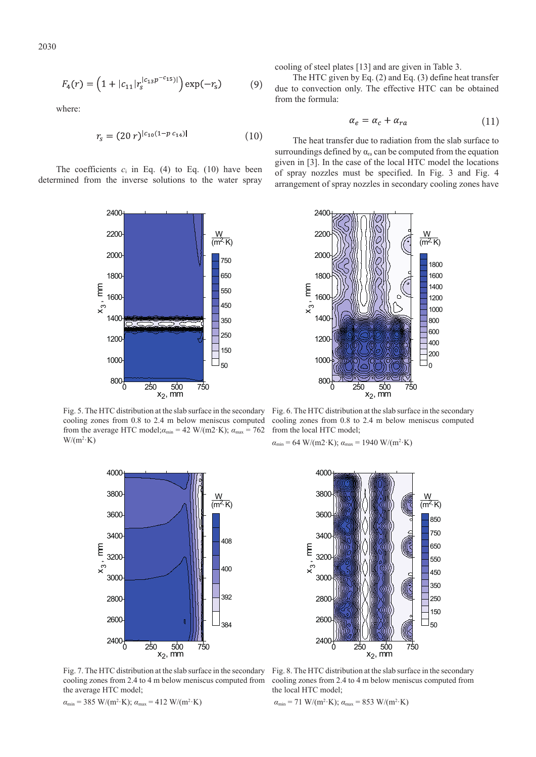$$F_4(r) = \left(1 + |c_{11}| r_s^{|c_{13} p^{-c_{15}}|}\right) \exp(-r_s) \qquad (9)$$

where:

$$r_s = (20\, r)^{|c_{10}(1-p\, c_{14})|} \qquad (10)$$

The coefficients $c_i$ in Eq. (4) to Eq. (10) have been determined from the inverse solutions to the water spray cooling of steel plates [13] and are given in Table 3.

The HTC given by Eq. (2) and Eq. (3) define heat transfer due to convection only. The effective HTC can be obtained from the formula:

$$\alpha_e = \alpha_c + \alpha_{ra} \qquad (11)$$

The heat transfer due to radiation from the slab surface to surroundings defined by $\alpha_{ra}$ can be computed from the equation given in [3]. In the case of the local HTC model the locations of spray nozzles must be specified. In Fig. 3 and Fig. 4 arrangement of spray nozzles in secondary cooling zones have

Fig. 5. The HTC distribution at the slab surface in the secondary cooling zones from 0.8 to 2.4 m below meniscus computed from the average HTC model; $\alpha_{min}$ = 42 W/(m2·K); $\alpha_{max}$ = 762 W/(m$^2$·K)

Fig. 6. The HTC distribution at the slab surface in the secondary cooling zones from 0.8 to 2.4 m below meniscus computed from the local HTC model;

$\alpha_{min}$ = 64 W/(m$^2$·K); $\alpha_{max}$ = 1940 W/(m$^2$·K)

Fig. 7. The HTC distribution at the slab surface in the secondary cooling zones from 2.4 to 4 m below meniscus computed from the average HTC model;

$\alpha_{min}$ = 385 W/(m$^2$·K); $\alpha_{max}$ = 412 W/(m$^2$·K)

Fig. 8. The HTC distribution at the slab surface in the secondary cooling zones from 2.4 to 4 m below meniscus computed from the local HTC model;

$\alpha_{min}$ = 71 W/(m$^2$·K); $\alpha_{max}$ = 853 W/(m$^2$·K)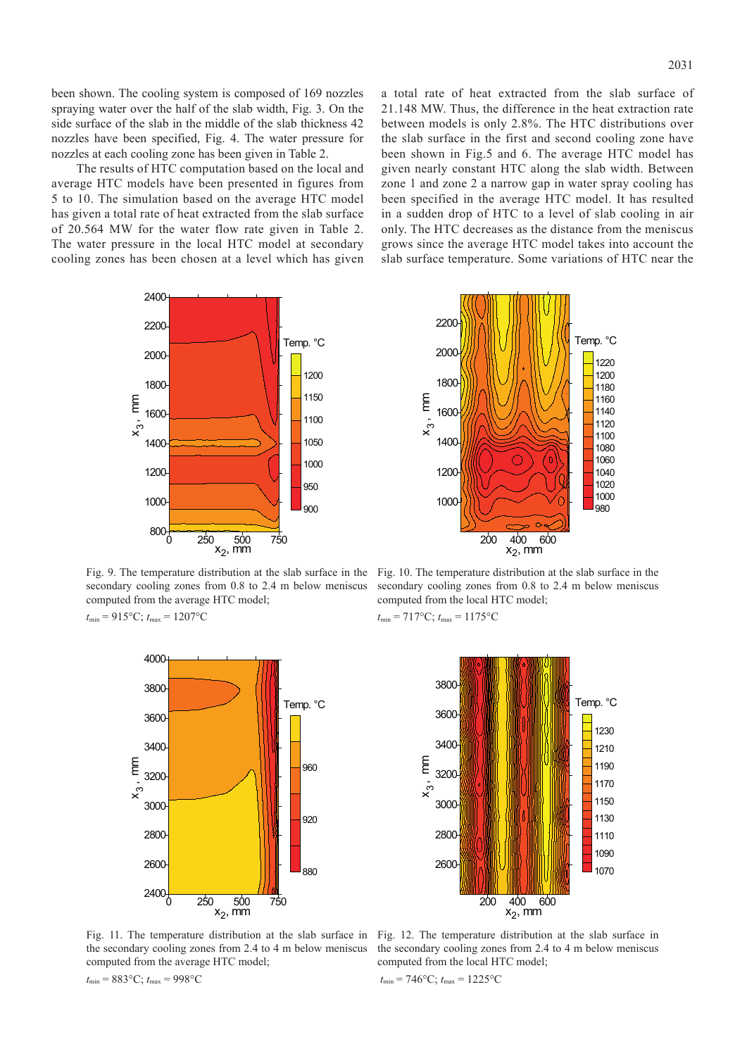been shown. The cooling system is composed of 169 nozzles spraying water over the half of the slab width, Fig. 3. On the side surface of the slab in the middle of the slab thickness 42 nozzles have been specified, Fig. 4. The water pressure for nozzles at each cooling zone has been given in Table 2.

The results of HTC computation based on the local and average HTC models have been presented in figures from 5 to 10. The simulation based on the average HTC model has given a total rate of heat extracted from the slab surface of 20.564 MW for the water flow rate given in Table 2. The water pressure in the local HTC model at secondary cooling zones has been chosen at a level which has given a total rate of heat extracted from the slab surface of 21.148 MW. Thus, the difference in the heat extraction rate between models is only 2.8%. The HTC distributions over the slab surface in the first and second cooling zone have been shown in Fig.5 and 6. The average HTC model has given nearly constant HTC along the slab width. Between zone 1 and zone 2 a narrow gap in water spray cooling has been specified in the average HTC model. It has resulted in a sudden drop of HTC to a level of slab cooling in air only. The HTC decreases as the distance from the meniscus grows since the average HTC model takes into account the slab surface temperature. Some variations of HTC near the

Fig. 9. The temperature distribution at the slab surface in the secondary cooling zones from 0.8 to 2.4 m below meniscus computed from the average HTC model;
$t_{min}$ = 915°C; $t_{max}$ = 1207°C

Fig. 10. The temperature distribution at the slab surface in the secondary cooling zones from 0.8 to 2.4 m below meniscus computed from the local HTC model;
$t_{min}$ = 717°C; $t_{max}$ = 1175°C

Fig. 11. The temperature distribution at the slab surface in the secondary cooling zones from 2.4 to 4 m below meniscus computed from the average HTC model;
$t_{min}$ = 883°C; $t_{max}$ = 998°C

Fig. 12. The temperature distribution at the slab surface in the secondary cooling zones from 2.4 to 4 m below meniscus computed from the local HTC model;
$t_{min}$ = 746°C; $t_{max}$ = 1225°C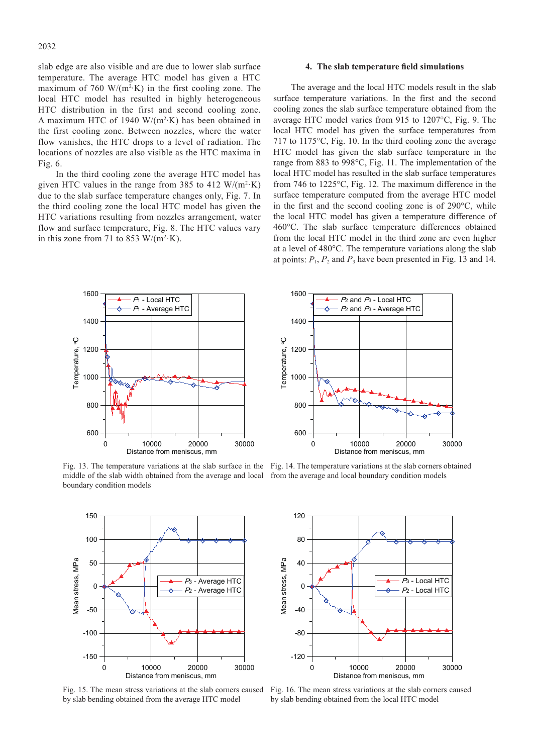slab edge are also visible and are due to lower slab surface temperature. The average HTC model has given a HTC maximum of 760 W/(m$^2$·K) in the first cooling zone. The local HTC model has resulted in highly heterogeneous HTC distribution in the first and second cooling zone. A maximum HTC of 1940 W/(m$^2$·K) has been obtained in the first cooling zone. Between nozzles, where the water flow vanishes, the HTC drops to a level of radiation. The locations of nozzles are also visible as the HTC maxima in Fig. 6.

In the third cooling zone the average HTC model has given HTC values in the range from 385 to 412 W/(m$^2$·K) due to the slab surface temperature changes only, Fig. 7. In the third cooling zone the local HTC model has given the HTC variations resulting from nozzles arrangement, water flow and surface temperature, Fig. 8. The HTC values vary in this zone from 71 to 853 W/(m$^2$·K).

## 4. The slab temperature field simulations

The average and the local HTC models result in the slab surface temperature variations. In the first and the second cooling zones the slab surface temperature obtained from the average HTC model varies from 915 to 1207°C, Fig. 9. The local HTC model has given the surface temperatures from 717 to 1175°C, Fig. 10. In the third cooling zone the average HTC model has given the slab surface temperature in the range from 883 to 998°C, Fig. 11. The implementation of the local HTC model has resulted in the slab surface temperatures from 746 to 1225°C, Fig. 12. The maximum difference in the surface temperature computed from the average HTC model in the first and the second cooling zone is of 290°C, while the local HTC model has given a temperature difference of 460°C. The slab surface temperature differences obtained from the local HTC model in the third zone are even higher at a level of 480°C. The temperature variations along the slab at points: $P_1$, $P_2$ and $P_3$ have been presented in Fig. 13 and 14.

Fig. 13. The temperature variations at the slab surface in the middle of the slab width obtained from the average and local boundary condition models

Fig. 14. The temperature variations at the slab corners obtained from the average and local boundary condition models

Fig. 15. The mean stress variations at the slab corners caused by slab bending obtained from the average HTC model

Fig. 16. The mean stress variations at the slab corners caused by slab bending obtained from the local HTC model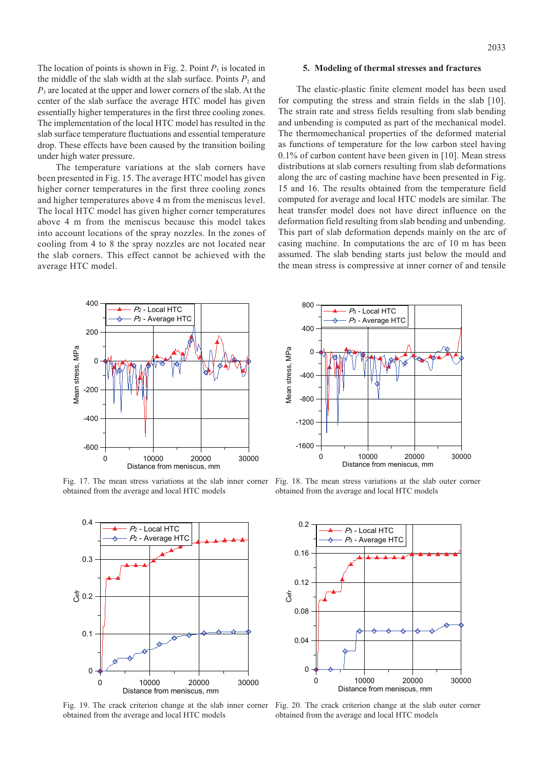The location of points is shown in Fig. 2. Point $P_1$ is located in the middle of the slab width at the slab surface. Points $P_2$ and $P_3$ are located at the upper and lower corners of the slab. At the center of the slab surface the average HTC model has given essentially higher temperatures in the first three cooling zones. The implementation of the local HTC model has resulted in the slab surface temperature fluctuations and essential temperature drop. These effects have been caused by the transition boiling under high water pressure.

The temperature variations at the slab corners have been presented in Fig. 15. The average HTC model has given higher corner temperatures in the first three cooling zones and higher temperatures above 4 m from the meniscus level. The local HTC model has given higher corner temperatures above 4 m from the meniscus because this model takes into account locations of the spray nozzles. In the zones of cooling from 4 to 8 the spray nozzles are not located near the slab corners. This effect cannot be achieved with the average HTC model.

## 5. Modeling of thermal stresses and fractures

The elastic-plastic finite element model has been used for computing the stress and strain fields in the slab [10]. The strain rate and stress fields resulting from slab bending and unbending is computed as part of the mechanical model. The thermomechanical properties of the deformed material as functions of temperature for the low carbon steel having 0.1% of carbon content have been given in [10]. Mean stress distributions at slab corners resulting from slab deformations along the arc of casting machine have been presented in Fig. 15 and 16. The results obtained from the temperature field computed for average and local HTC models are similar. The heat transfer model does not have direct influence on the deformation field resulting from slab bending and unbending. This part of slab deformation depends mainly on the arc of casing machine. In computations the arc of 10 m has been assumed. The slab bending starts just below the mould and the mean stress is compressive at inner corner of and tensile

Fig. 17. The mean stress variations at the slab inner corner obtained from the average and local HTC models

Fig. 18. The mean stress variations at the slab outer corner obtained from the average and local HTC models

Fig. 19. The crack criterion change at the slab inner corner obtained from the average and local HTC models

Fig. 20. The crack criterion change at the slab outer corner obtained from the average and local HTC models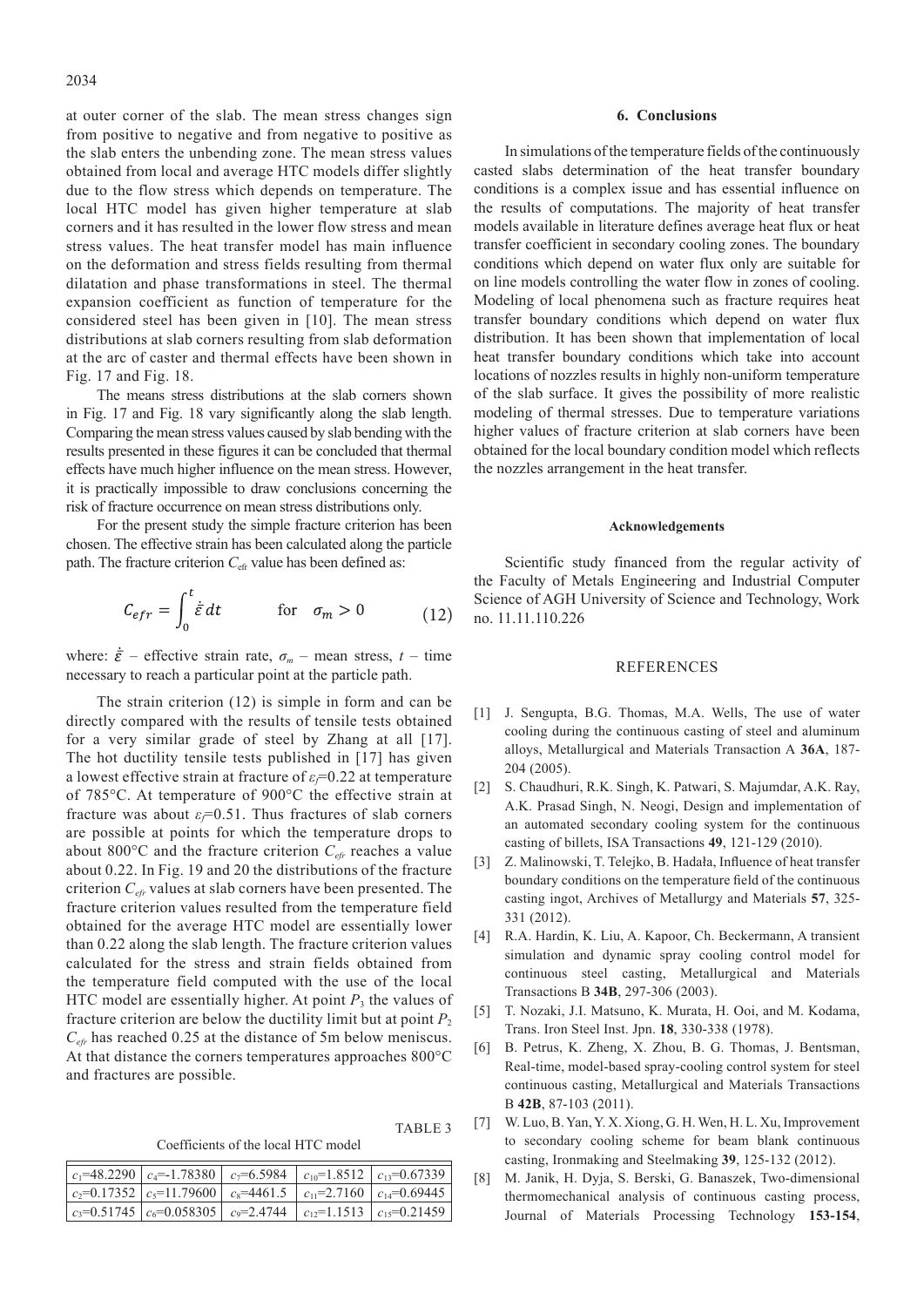at outer corner of the slab. The mean stress changes sign from positive to negative and from negative to positive as the slab enters the unbending zone. The mean stress values obtained from local and average HTC models differ slightly due to the flow stress which depends on temperature. The local HTC model has given higher temperature at slab corners and it has resulted in the lower flow stress and mean stress values. The heat transfer model has main influence on the deformation and stress fields resulting from thermal dilatation and phase transformations in steel. The thermal expansion coefficient as function of temperature for the considered steel has been given in [10]. The mean stress distributions at slab corners resulting from slab deformation at the arc of caster and thermal effects have been shown in Fig. 17 and Fig. 18.

The means stress distributions at the slab corners shown in Fig. 17 and Fig. 18 vary significantly along the slab length. Comparing the mean stress values caused by slab bending with the results presented in these figures it can be concluded that thermal effects have much higher influence on the mean stress. However, it is practically impossible to draw conclusions concerning the risk of fracture occurrence on mean stress distributions only.

For the present study the simple fracture criterion has been chosen. The effective strain has been calculated along the particle path. The fracture criterion $C_{efr}$ value has been defined as:

$$C_{efr} = \int_0^t \dot{\bar{\varepsilon}}\, dt \qquad \text{for} \quad \sigma_m > 0 \tag{12}$$

where: $\dot{\bar{\varepsilon}}$ – effective strain rate, $\sigma_m$ – mean stress, $t$ – time necessary to reach a particular point at the particle path.

The strain criterion (12) is simple in form and can be directly compared with the results of tensile tests obtained for a very similar grade of steel by Zhang at all [17]. The hot ductility tensile tests published in [17] has given a lowest effective strain at fracture of $\varepsilon_f$=0.22 at temperature of 785°C. At temperature of 900°C the effective strain at fracture was about $\varepsilon_f$=0.51. Thus fractures of slab corners are possible at points for which the temperature drops to about 800°C and the fracture criterion $C_{efr}$ reaches a value about 0.22. In Fig. 19 and 20 the distributions of the fracture criterion $C_{efr}$ values at slab corners have been presented. The fracture criterion values resulted from the temperature field obtained for the average HTC model are essentially lower than 0.22 along the slab length. The fracture criterion values calculated for the stress and strain fields obtained from the temperature field computed with the use of the local HTC model are essentially higher. At point $P_3$ the values of fracture criterion are below the ductility limit but at point $P_2$ $C_{efr}$ has reached 0.25 at the distance of 5m below meniscus. At that distance the corners temperatures approaches 800°C and fractures are possible.

TABLE 3

Coefficients of the local HTC model

| | | | | |
|---|---|---|---|---|
| $c_1$=48.2290 | $c_4$=-1.78380 | $c_7$=6.5984 | $c_{10}$=1.8512 | $c_{13}$=0.67339 |
| $c_2$=0.17352 | $c_5$=11.79600 | $c_8$=4461.5 | $c_{11}$=2.7160 | $c_{14}$=0.69445 |
| $c_3$=0.51745 | $c_6$=0.058305 | $c_9$=2.4744 | $c_{12}$=1.1513 | $c_{15}$=0.21459 |

## 6. Conclusions

In simulations of the temperature fields of the continuously casted slabs determination of the heat transfer boundary conditions is a complex issue and has essential influence on the results of computations. The majority of heat transfer models available in literature defines average heat flux or heat transfer coefficient in secondary cooling zones. The boundary conditions which depend on water flux only are suitable for on line models controlling the water flow in zones of cooling. Modeling of local phenomena such as fracture requires heat transfer boundary conditions which depend on water flux distribution. It has been shown that implementation of local heat transfer boundary conditions which take into account locations of nozzles results in highly non-uniform temperature of the slab surface. It gives the possibility of more realistic modeling of thermal stresses. Due to temperature variations higher values of fracture criterion at slab corners have been obtained for the local boundary condition model which reflects the nozzles arrangement in the heat transfer.

### Acknowledgements

Scientific study financed from the regular activity of the Faculty of Metals Engineering and Industrial Computer Science of AGH University of Science and Technology, Work no. 11.11.110.226

## REFERENCES

[1] J. Sengupta, B.G. Thomas, M.A. Wells, The use of water cooling during the continuous casting of steel and aluminum alloys, Metallurgical and Materials Transaction A **36A**, 187-204 (2005).

[2] S. Chaudhuri, R.K. Singh, K. Patwari, S. Majumdar, A.K. Ray, A.K. Prasad Singh, N. Neogi, Design and implementation of an automated secondary cooling system for the continuous casting of billets, ISA Transactions **49**, 121-129 (2010).

[3] Z. Malinowski, T. Telejko, B. Hadała, Influence of heat transfer boundary conditions on the temperature field of the continuous casting ingot, Archives of Metallurgy and Materials **57**, 325-331 (2012).

[4] R.A. Hardin, K. Liu, A. Kapoor, Ch. Beckermann, A transient simulation and dynamic spray cooling control model for continuous steel casting, Metallurgical and Materials Transactions B **34B**, 297-306 (2003).

[5] T. Nozaki, J.I. Matsuno, K. Murata, H. Ooi, and M. Kodama, Trans. Iron Steel Inst. Jpn. **18**, 330-338 (1978).

[6] B. Petrus, K. Zheng, X. Zhou, B. G. Thomas, J. Bentsman, Real-time, model-based spray-cooling control system for steel continuous casting, Metallurgical and Materials Transactions B **42B**, 87-103 (2011).

[7] W. Luo, B. Yan, Y. X. Xiong, G. H. Wen, H. L. Xu, Improvement to secondary cooling scheme for beam blank continuous casting, Ironmaking and Steelmaking **39**, 125-132 (2012).

[8] M. Janik, H. Dyja, S. Berski, G. Banaszek, Two-dimensional thermomechanical analysis of continuous casting process, Journal of Materials Processing Technology **153-154**,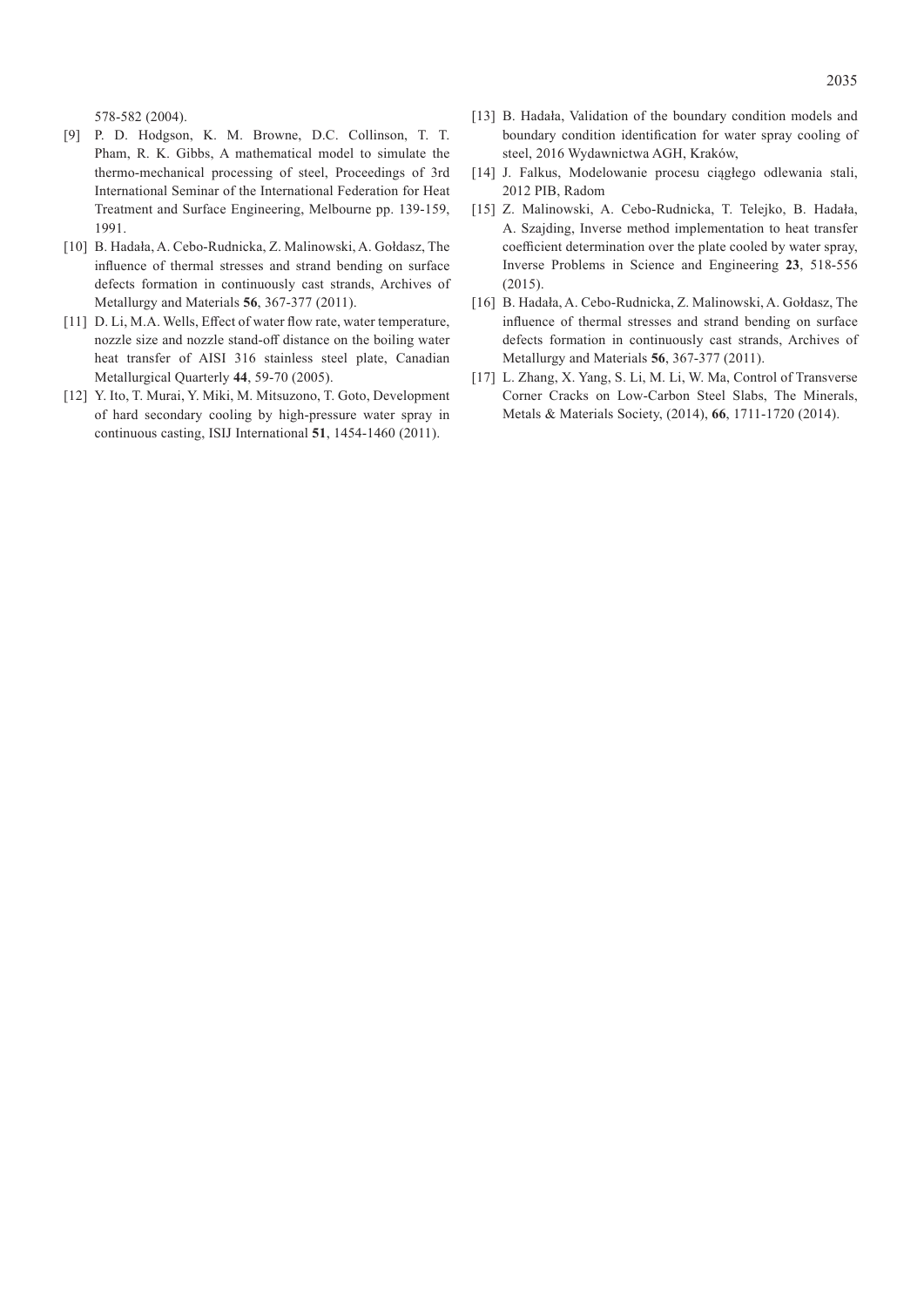578-582 (2004).

[9] P. D. Hodgson, K. M. Browne, D.C. Collinson, T. T. Pham, R. K. Gibbs, A mathematical model to simulate the thermo-mechanical processing of steel, Proceedings of 3rd International Seminar of the International Federation for Heat Treatment and Surface Engineering, Melbourne pp. 139-159, 1991.

[10] B. Hadała, A. Cebo-Rudnicka, Z. Malinowski, A. Gołdasz, The influence of thermal stresses and strand bending on surface defects formation in continuously cast strands, Archives of Metallurgy and Materials **56**, 367-377 (2011).

[11] D. Li, M.A. Wells, Effect of water flow rate, water temperature, nozzle size and nozzle stand-off distance on the boiling water heat transfer of AISI 316 stainless steel plate, Canadian Metallurgical Quarterly **44**, 59-70 (2005).

[12] Y. Ito, T. Murai, Y. Miki, M. Mitsuzono, T. Goto, Development of hard secondary cooling by high-pressure water spray in continuous casting, ISIJ International **51**, 1454-1460 (2011).

[13] B. Hadała, Validation of the boundary condition models and boundary condition identification for water spray cooling of steel, 2016 Wydawnictwa AGH, Kraków,

[14] J. Falkus, Modelowanie procesu ciągłego odlewania stali, 2012 PIB, Radom

[15] Z. Malinowski, A. Cebo-Rudnicka, T. Telejko, B. Hadała, A. Szajding, Inverse method implementation to heat transfer coefficient determination over the plate cooled by water spray, Inverse Problems in Science and Engineering **23**, 518-556 (2015).

[16] B. Hadała, A. Cebo-Rudnicka, Z. Malinowski, A. Gołdasz, The influence of thermal stresses and strand bending on surface defects formation in continuously cast strands, Archives of Metallurgy and Materials **56**, 367-377 (2011).

[17] L. Zhang, X. Yang, S. Li, M. Li, W. Ma, Control of Transverse Corner Cracks on Low-Carbon Steel Slabs, The Minerals, Metals & Materials Society, (2014), **66**, 1711-1720 (2014).